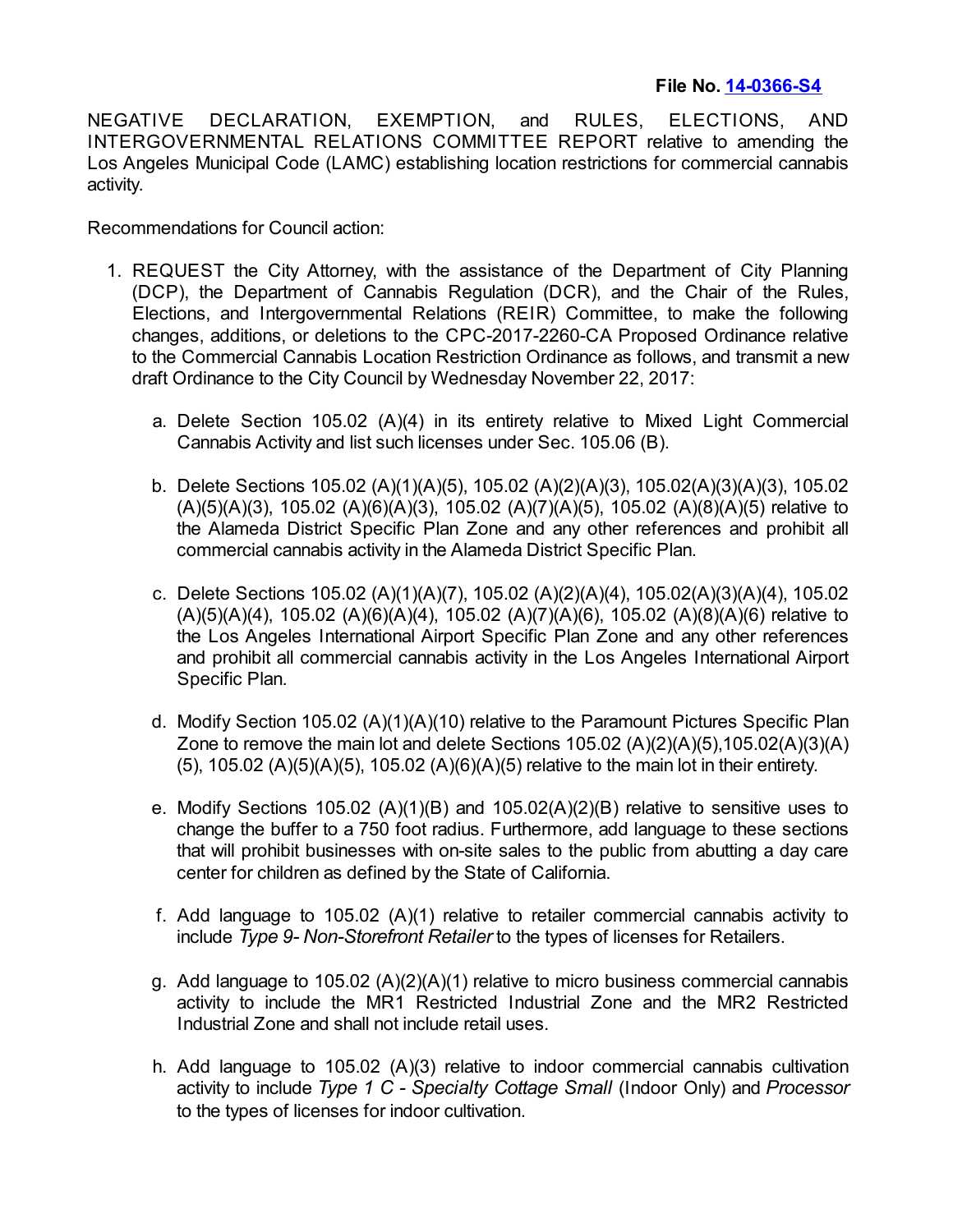**File No. [14-0366-S4]**

NEGATIVE DECLARATION, EXEMPTION, and RULES, ELECTIONS, AND INTERGOVERNMENTAL RELATIONS COMMITTEE REPORT relative to amending the Los Angeles Municipal Code (LAMC) establishing location restrictions for commercial cannabis activity.

Recommendations for Council action:

1. REQUEST the City Attorney, with the assistance of the Department of City Planning (DCP), the Department of Cannabis Regulation (DCR), and the Chair of the Rules, Elections, and Intergovernmental Relations (REIR) Committee, to make the following changes, additions, or deletions to the CPC-2017-2260-CA Proposed Ordinance relative to the Commercial Cannabis Location Restriction Ordinance as follows, and transmit a new draft Ordinance to the City Council by Wednesday November 22, 2017:

    a. Delete Section 105.02 (A)(4) in its entirety relative to Mixed Light Commercial Cannabis Activity and list such licenses under Sec. 105.06 (B).

    b. Delete Sections 105.02 (A)(1)(A)(5), 105.02 (A)(2)(A)(3), 105.02(A)(3)(A)(3), 105.02 (A)(5)(A)(3), 105.02 (A)(6)(A)(3), 105.02 (A)(7)(A)(5), 105.02 (A)(8)(A)(5) relative to the Alameda District Specific Plan Zone and any other references and prohibit all commercial cannabis activity in the Alameda District Specific Plan.

    c. Delete Sections 105.02 (A)(1)(A)(7), 105.02 (A)(2)(A)(4), 105.02(A)(3)(A)(4), 105.02 (A)(5)(A)(4), 105.02 (A)(6)(A)(4), 105.02 (A)(7)(A)(6), 105.02 (A)(8)(A)(6) relative to the Los Angeles International Airport Specific Plan Zone and any other references and prohibit all commercial cannabis activity in the Los Angeles International Airport Specific Plan.

    d. Modify Section 105.02 (A)(1)(A)(10) relative to the Paramount Pictures Specific Plan Zone to remove the main lot and delete Sections 105.02 (A)(2)(A)(5),105.02(A)(3)(A)(5), 105.02 (A)(5)(A)(5), 105.02 (A)(6)(A)(5) relative to the main lot in their entirety.

    e. Modify Sections 105.02 (A)(1)(B) and 105.02(A)(2)(B) relative to sensitive uses to change the buffer to a 750 foot radius. Furthermore, add language to these sections that will prohibit businesses with on-site sales to the public from abutting a day care center for children as defined by the State of California.

    f. Add language to 105.02 (A)(1) relative to retailer commercial cannabis activity to include *Type 9- Non-Storefront Retailer* to the types of licenses for Retailers.

    g. Add language to 105.02 (A)(2)(A)(1) relative to micro business commercial cannabis activity to include the MR1 Restricted Industrial Zone and the MR2 Restricted Industrial Zone and shall not include retail uses.

    h. Add language to 105.02 (A)(3) relative to indoor commercial cannabis cultivation activity to include *Type 1 C - Specialty Cottage Small* (Indoor Only) and *Processor* to the types of licenses for indoor cultivation.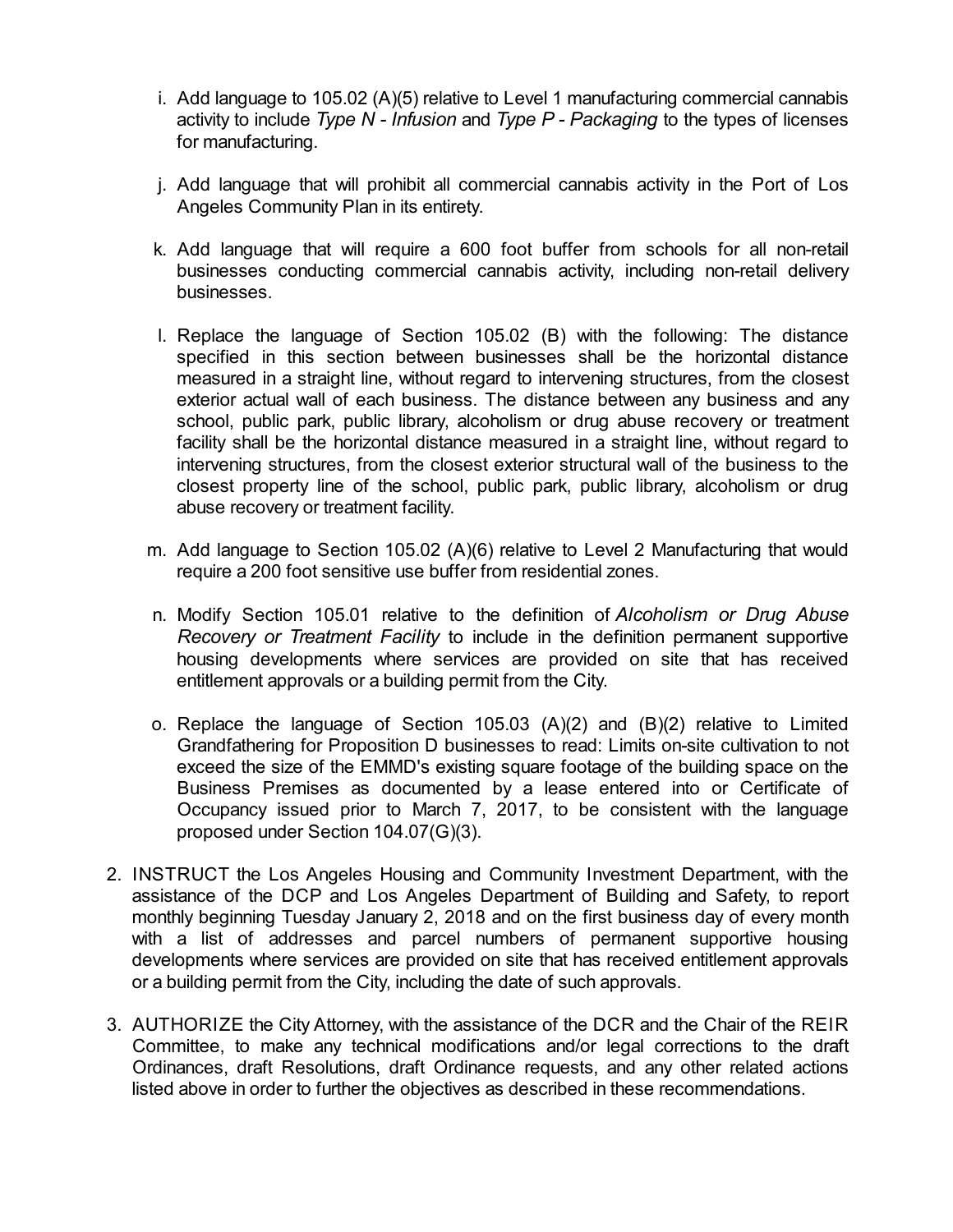i. Add language to 105.02 (A)(5) relative to Level 1 manufacturing commercial cannabis activity to include *Type N - Infusion* and *Type P - Packaging* to the types of licenses for manufacturing.

   j. Add language that will prohibit all commercial cannabis activity in the Port of Los Angeles Community Plan in its entirety.

   k. Add language that will require a 600 foot buffer from schools for all non-retail businesses conducting commercial cannabis activity, including non-retail delivery businesses.

   l. Replace the language of Section 105.02 (B) with the following: The distance specified in this section between businesses shall be the horizontal distance measured in a straight line, without regard to intervening structures, from the closest exterior actual wall of each business. The distance between any business and any school, public park, public library, alcoholism or drug abuse recovery or treatment facility shall be the horizontal distance measured in a straight line, without regard to intervening structures, from the closest exterior structural wall of the business to the closest property line of the school, public park, public library, alcoholism or drug abuse recovery or treatment facility.

   m. Add language to Section 105.02 (A)(6) relative to Level 2 Manufacturing that would require a 200 foot sensitive use buffer from residential zones.

   n. Modify Section 105.01 relative to the definition of *Alcoholism or Drug Abuse Recovery or Treatment Facility* to include in the definition permanent supportive housing developments where services are provided on site that has received entitlement approvals or a building permit from the City.

   o. Replace the language of Section 105.03 (A)(2) and (B)(2) relative to Limited Grandfathering for Proposition D businesses to read: Limits on-site cultivation to not exceed the size of the EMMD's existing square footage of the building space on the Business Premises as documented by a lease entered into or Certificate of Occupancy issued prior to March 7, 2017, to be consistent with the language proposed under Section 104.07(G)(3).

2. INSTRUCT the Los Angeles Housing and Community Investment Department, with the assistance of the DCP and Los Angeles Department of Building and Safety, to report monthly beginning Tuesday January 2, 2018 and on the first business day of every month with a list of addresses and parcel numbers of permanent supportive housing developments where services are provided on site that has received entitlement approvals or a building permit from the City, including the date of such approvals.

3. AUTHORIZE the City Attorney, with the assistance of the DCR and the Chair of the REIR Committee, to make any technical modifications and/or legal corrections to the draft Ordinances, draft Resolutions, draft Ordinance requests, and any other related actions listed above in order to further the objectives as described in these recommendations.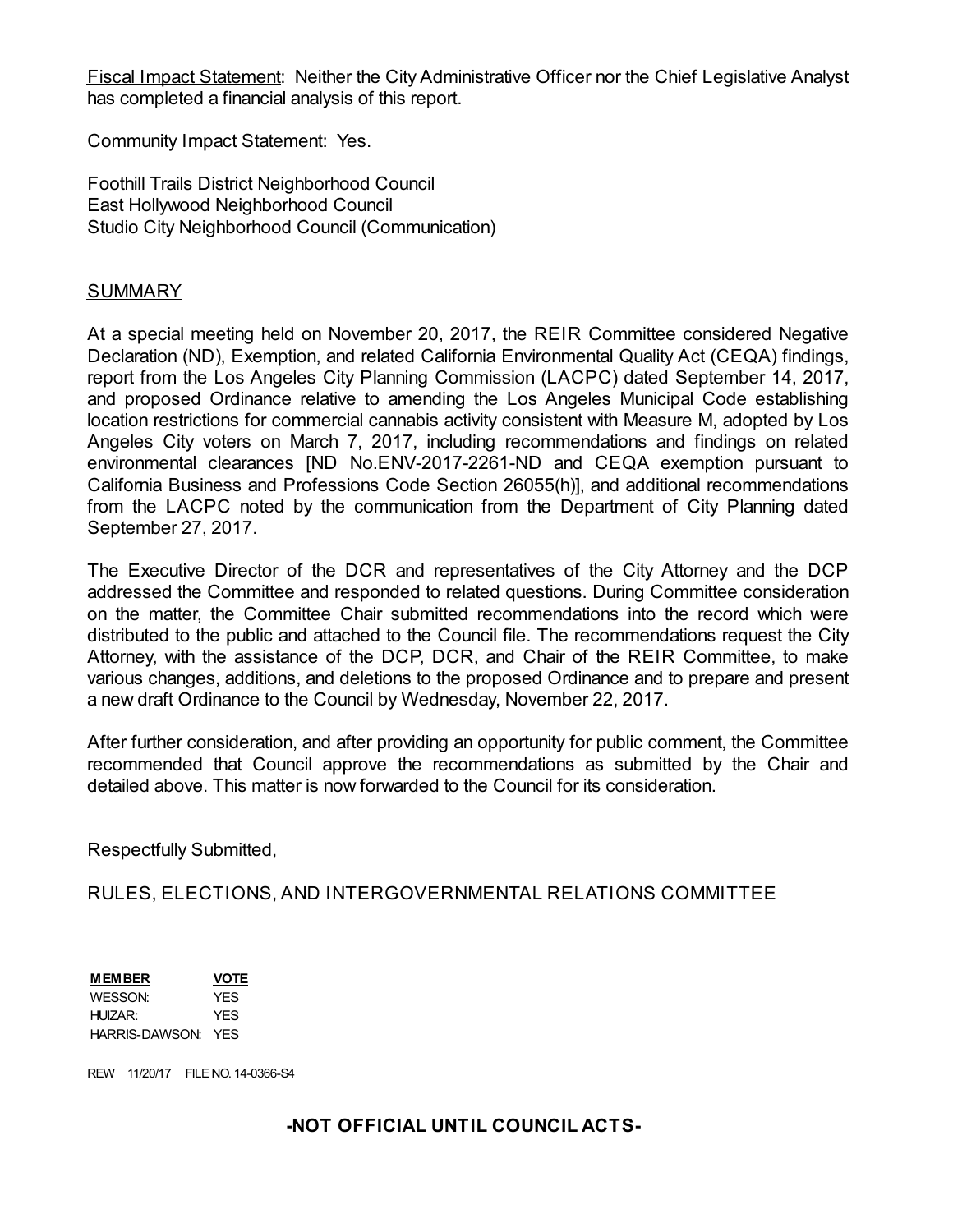Fiscal Impact Statement: Neither the City Administrative Officer nor the Chief Legislative Analyst has completed a financial analysis of this report.

Community Impact Statement: Yes.

Foothill Trails District Neighborhood Council
East Hollywood Neighborhood Council
Studio City Neighborhood Council (Communication)

## SUMMARY

At a special meeting held on November 20, 2017, the REIR Committee considered Negative Declaration (ND), Exemption, and related California Environmental Quality Act (CEQA) findings, report from the Los Angeles City Planning Commission (LACPC) dated September 14, 2017, and proposed Ordinance relative to amending the Los Angeles Municipal Code establishing location restrictions for commercial cannabis activity consistent with Measure M, adopted by Los Angeles City voters on March 7, 2017, including recommendations and findings on related environmental clearances [ND No.ENV-2017-2261-ND and CEQA exemption pursuant to California Business and Professions Code Section 26055(h)], and additional recommendations from the LACPC noted by the communication from the Department of City Planning dated September 27, 2017.

The Executive Director of the DCR and representatives of the City Attorney and the DCP addressed the Committee and responded to related questions. During Committee consideration on the matter, the Committee Chair submitted recommendations into the record which were distributed to the public and attached to the Council file. The recommendations request the City Attorney, with the assistance of the DCP, DCR, and Chair of the REIR Committee, to make various changes, additions, and deletions to the proposed Ordinance and to prepare and present a new draft Ordinance to the Council by Wednesday, November 22, 2017.

After further consideration, and after providing an opportunity for public comment, the Committee recommended that Council approve the recommendations as submitted by the Chair and detailed above. This matter is now forwarded to the Council for its consideration.

Respectfully Submitted,

RULES, ELECTIONS, AND INTERGOVERNMENTAL RELATIONS COMMITTEE

| MEMBER | VOTE |
|---|---|
| WESSON: | YES |
| HUIZAR: | YES |
| HARRIS-DAWSON: | YES |

REW 11/20/17 FILE NO. 14-0366-S4

**-NOT OFFICIAL UNTIL COUNCIL ACTS-**